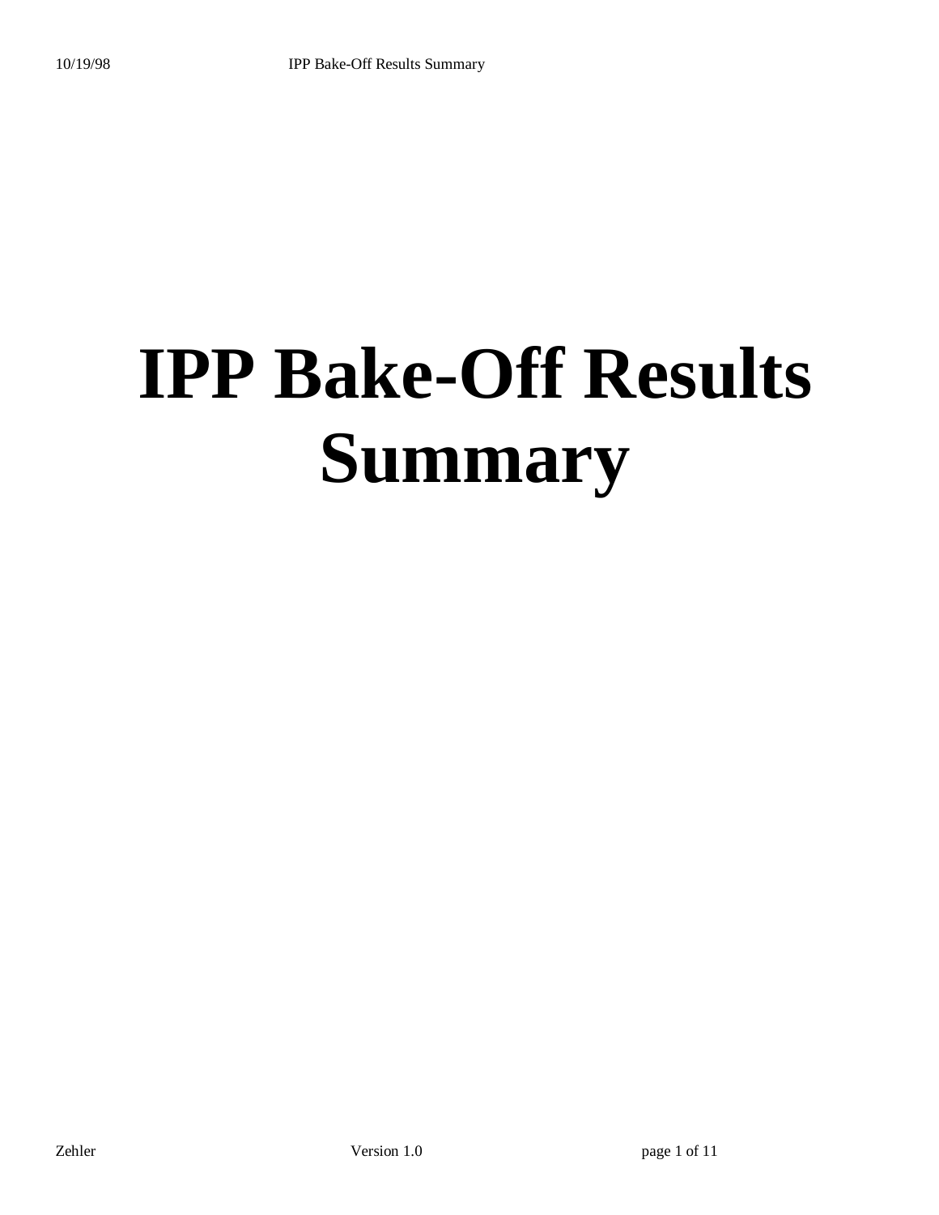# IPP Bake-Off Results Summary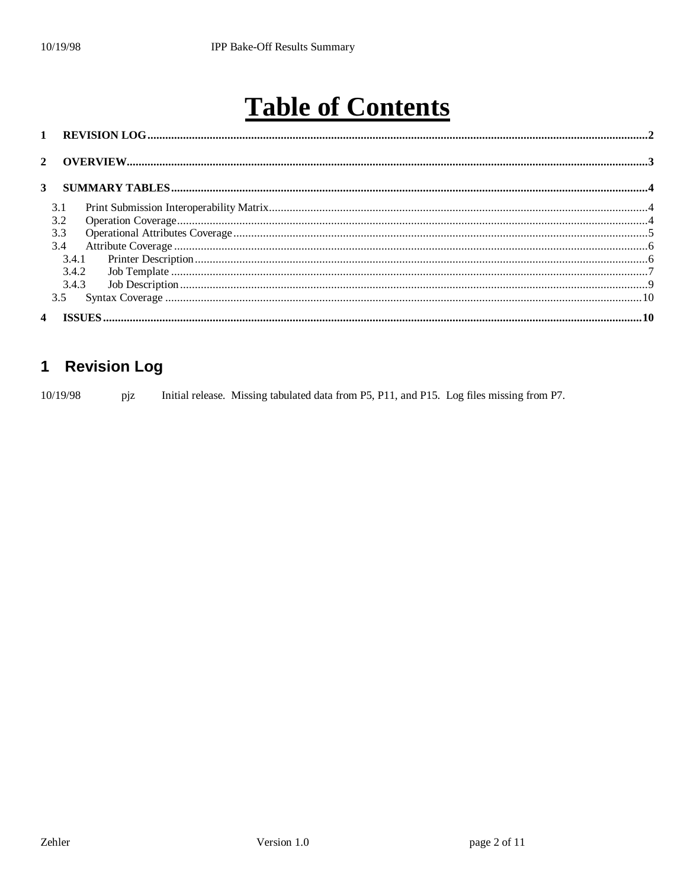# Table of Contents

1 REVISION LOG .......... 2

2 OVERVIEW .......... 3

3 SUMMARY TABLES .......... 4

- 3.1 Print Submission Interoperability Matrix .......... 4
- 3.2 Operation Coverage .......... 4
- 3.3 Operational Attributes Coverage .......... 5
- 3.4 Attribute Coverage .......... 6
  - 3.4.1 Printer Description .......... 6
  - 3.4.2 Job Template .......... 7
  - 3.4.3 Job Description .......... 9
- 3.5 Syntax Coverage .......... 10

4 ISSUES .......... 10

## 1 Revision Log

| | | |
|---|---|---|
| 10/19/98 | pjz | Initial release. Missing tabulated data from P5, P11, and P15. Log files missing from P7. |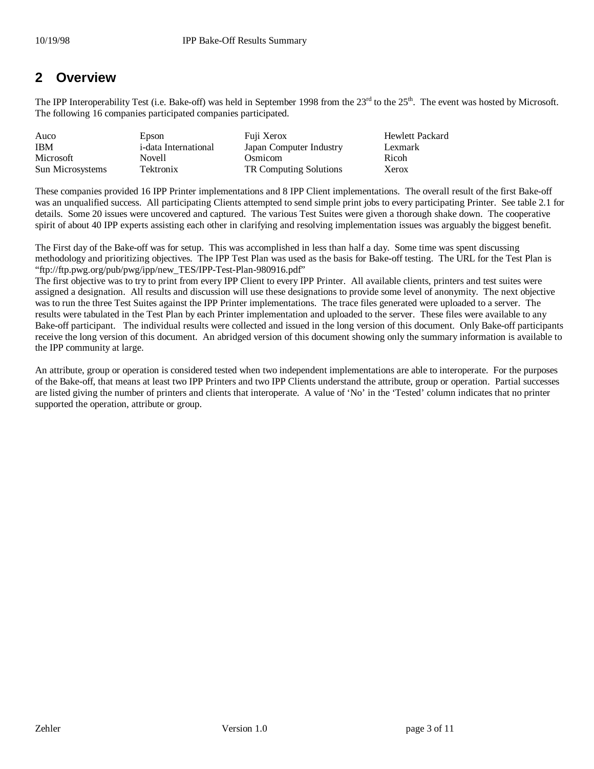## 2 Overview

The IPP Interoperability Test (i.e. Bake-off) was held in September 1998 from the 23rd to the 25th. The event was hosted by Microsoft. The following 16 companies participated companies participated.

| | | | |
|---|---|---|---|
| Auco | Epson | Fuji Xerox | Hewlett Packard |
| IBM | i-data International | Japan Computer Industry | Lexmark |
| Microsoft | Novell | Osmicom | Ricoh |
| Sun Microsystems | Tektronix | TR Computing Solutions | Xerox |

These companies provided 16 IPP Printer implementations and 8 IPP Client implementations. The overall result of the first Bake-off was an unqualified success. All participating Clients attempted to send simple print jobs to every participating Printer. See table 2.1 for details. Some 20 issues were uncovered and captured. The various Test Suites were given a thorough shake down. The cooperative spirit of about 40 IPP experts assisting each other in clarifying and resolving implementation issues was arguably the biggest benefit.

The First day of the Bake-off was for setup. This was accomplished in less than half a day. Some time was spent discussing methodology and prioritizing objectives. The IPP Test Plan was used as the basis for Bake-off testing. The URL for the Test Plan is "ftp://ftp.pwg.org/pub/pwg/ipp/new_TES/IPP-Test-Plan-980916.pdf"

The first objective was to try to print from every IPP Client to every IPP Printer. All available clients, printers and test suites were assigned a designation. All results and discussion will use these designations to provide some level of anonymity. The next objective was to run the three Test Suites against the IPP Printer implementations. The trace files generated were uploaded to a server. The results were tabulated in the Test Plan by each Printer implementation and uploaded to the server. These files were available to any Bake-off participant. The individual results were collected and issued in the long version of this document. Only Bake-off participants receive the long version of this document. An abridged version of this document showing only the summary information is available to the IPP community at large.

An attribute, group or operation is considered tested when two independent implementations are able to interoperate. For the purposes of the Bake-off, that means at least two IPP Printers and two IPP Clients understand the attribute, group or operation. Partial successes are listed giving the number of printers and clients that interoperate. A value of 'No' in the 'Tested' column indicates that no printer supported the operation, attribute or group.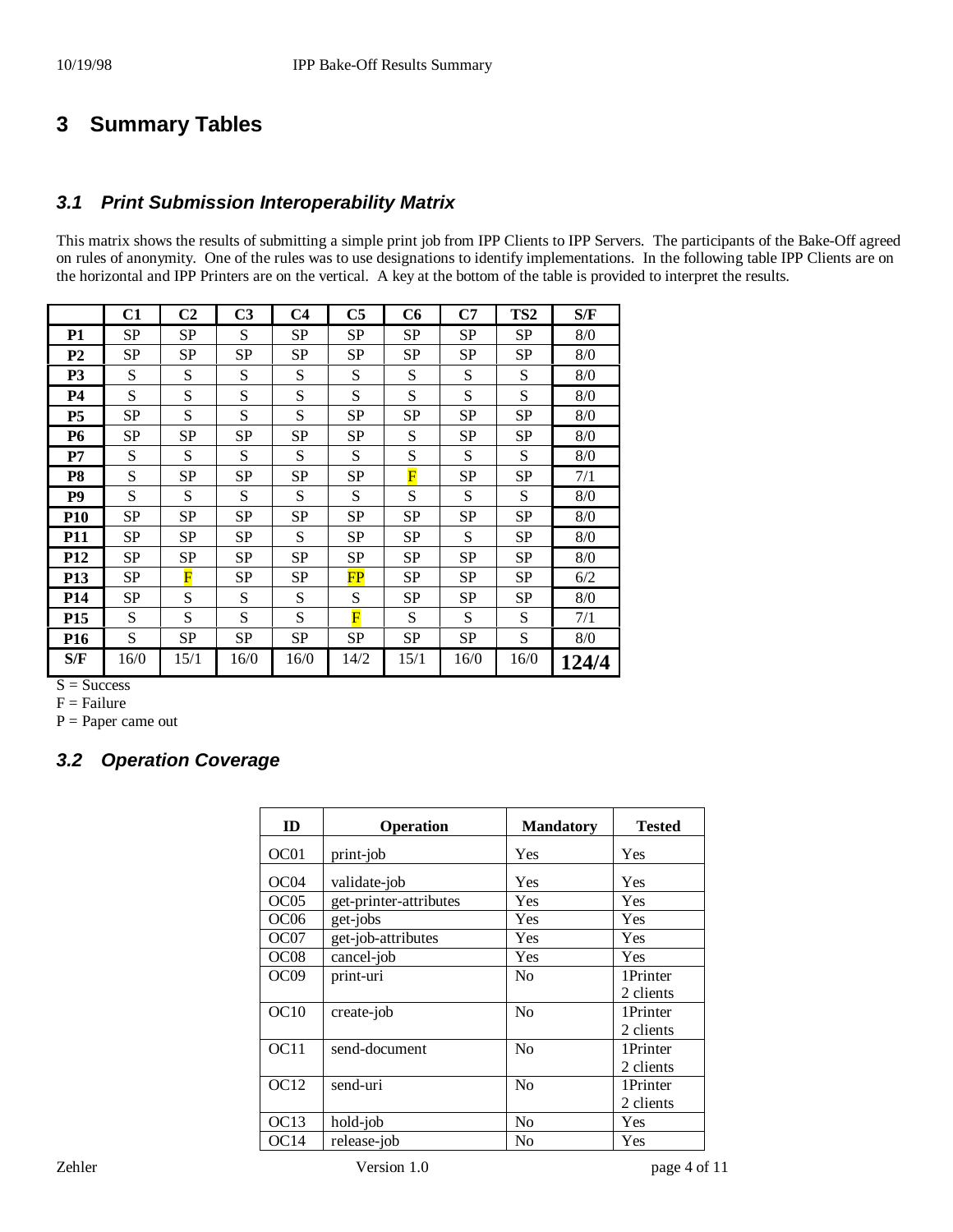# 3 Summary Tables

## 3.1 Print Submission Interoperability Matrix

This matrix shows the results of submitting a simple print job from IPP Clients to IPP Servers. The participants of the Bake-Off agreed on rules of anonymity. One of the rules was to use designations to identify implementations. In the following table IPP Clients are on the horizontal and IPP Printers are on the vertical. A key at the bottom of the table is provided to interpret the results.

| | C1 | C2 | C3 | C4 | C5 | C6 | C7 | TS2 | S/F |
|---|---|---|---|---|---|---|---|---|---|
| **P1** | SP | SP | S | SP | SP | SP | SP | SP | 8/0 |
| **P2** | SP | SP | SP | SP | SP | SP | SP | SP | 8/0 |
| **P3** | S | S | S | S | S | S | S | S | 8/0 |
| **P4** | S | S | S | S | S | S | S | S | 8/0 |
| **P5** | SP | S | S | S | SP | SP | SP | SP | 8/0 |
| **P6** | SP | SP | SP | SP | SP | S | SP | SP | 8/0 |
| **P7** | S | S | S | S | S | S | S | S | 8/0 |
| **P8** | S | SP | SP | SP | SP | F | SP | SP | 7/1 |
| **P9** | S | S | S | S | S | S | S | S | 8/0 |
| **P10** | SP | SP | SP | SP | SP | SP | SP | SP | 8/0 |
| **P11** | SP | SP | SP | S | SP | SP | S | SP | 8/0 |
| **P12** | SP | SP | SP | SP | SP | SP | SP | SP | 8/0 |
| **P13** | SP | F | SP | SP | FP | SP | SP | SP | 6/2 |
| **P14** | SP | S | S | S | S | SP | SP | SP | 8/0 |
| **P15** | S | S | S | S | F | S | S | S | 7/1 |
| **P16** | S | SP | SP | SP | SP | SP | SP | S | 8/0 |
| **S/F** | 16/0 | 15/1 | 16/0 | 16/0 | 14/2 | 15/1 | 16/0 | 16/0 | **124/4** |

S = Success  
F = Failure  
P = Paper came out

## 3.2 Operation Coverage

| ID | Operation | Mandatory | Tested |
|---|---|---|---|
| OC01 | print-job | Yes | Yes |
| OC04 | validate-job | Yes | Yes |
| OC05 | get-printer-attributes | Yes | Yes |
| OC06 | get-jobs | Yes | Yes |
| OC07 | get-job-attributes | Yes | Yes |
| OC08 | cancel-job | Yes | Yes |
| OC09 | print-uri | No | 1Printer 2 clients |
| OC10 | create-job | No | 1Printer 2 clients |
| OC11 | send-document | No | 1Printer 2 clients |
| OC12 | send-uri | No | 1Printer 2 clients |
| OC13 | hold-job | No | Yes |
| OC14 | release-job | No | Yes |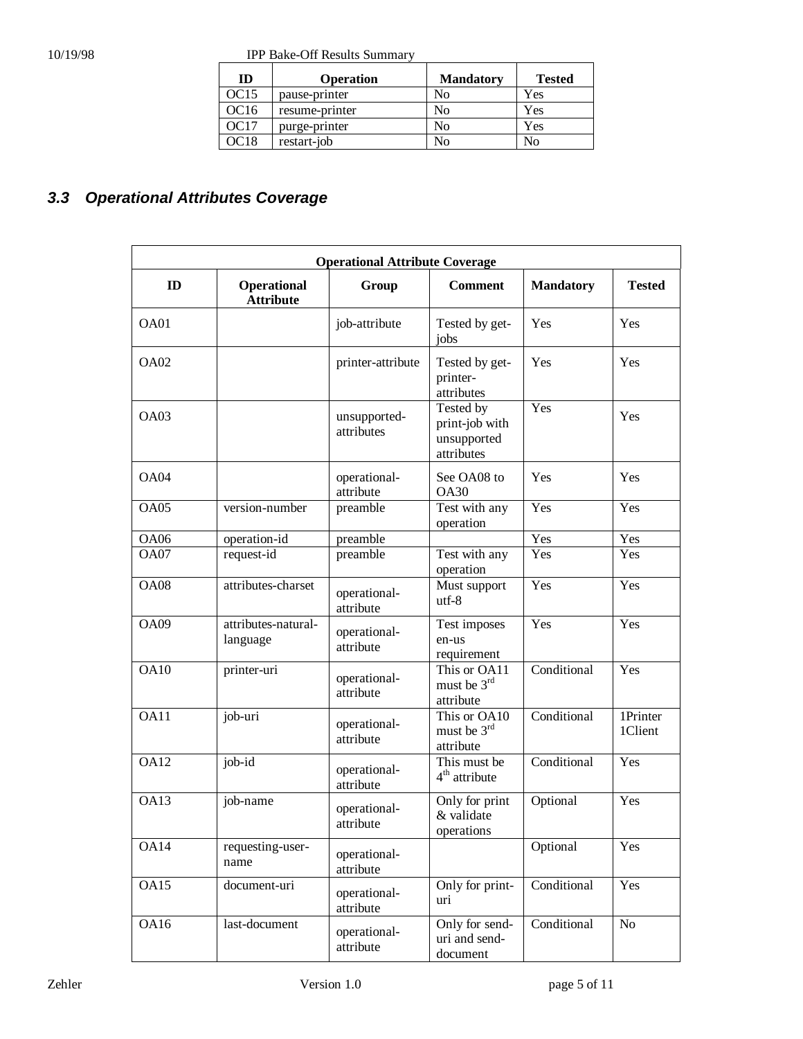| ID | Operation | Mandatory | Tested |
| --- | --- | --- | --- |
| OC15 | pause-printer | No | Yes |
| OC16 | resume-printer | No | Yes |
| OC17 | purge-printer | No | Yes |
| OC18 | restart-job | No | No |

### *3.3 Operational Attributes Coverage*

| Operational Attribute Coverage | | | | | |
| --- | --- | --- | --- | --- | --- |
| **ID** | **Operational Attribute** | **Group** | **Comment** | **Mandatory** | **Tested** |
| OA01 | | job-attribute | Tested by get-jobs | Yes | Yes |
| OA02 | | printer-attribute | Tested by get-printer-attributes | Yes | Yes |
| OA03 | | unsupported-attributes | Tested by print-job with unsupported attributes | Yes | Yes |
| OA04 | | operational-attribute | See OA08 to OA30 | Yes | Yes |
| OA05 | version-number | preamble | Test with any operation | Yes | Yes |
| OA06 | operation-id | preamble | | Yes | Yes |
| OA07 | request-id | preamble | Test with any operation | Yes | Yes |
| OA08 | attributes-charset | operational-attribute | Must support utf-8 | Yes | Yes |
| OA09 | attributes-natural-language | operational-attribute | Test imposes en-us requirement | Yes | Yes |
| OA10 | printer-uri | operational-attribute | This or OA11 must be 3rd attribute | Conditional | Yes |
| OA11 | job-uri | operational-attribute | This or OA10 must be 3rd attribute | Conditional | 1Printer 1Client |
| OA12 | job-id | operational-attribute | This must be 4th attribute | Conditional | Yes |
| OA13 | job-name | operational-attribute | Only for print & validate operations | Optional | Yes |
| OA14 | requesting-user-name | operational-attribute | | Optional | Yes |
| OA15 | document-uri | operational-attribute | Only for print-uri | Conditional | Yes |
| OA16 | last-document | operational-attribute | Only for send-uri and send-document | Conditional | No |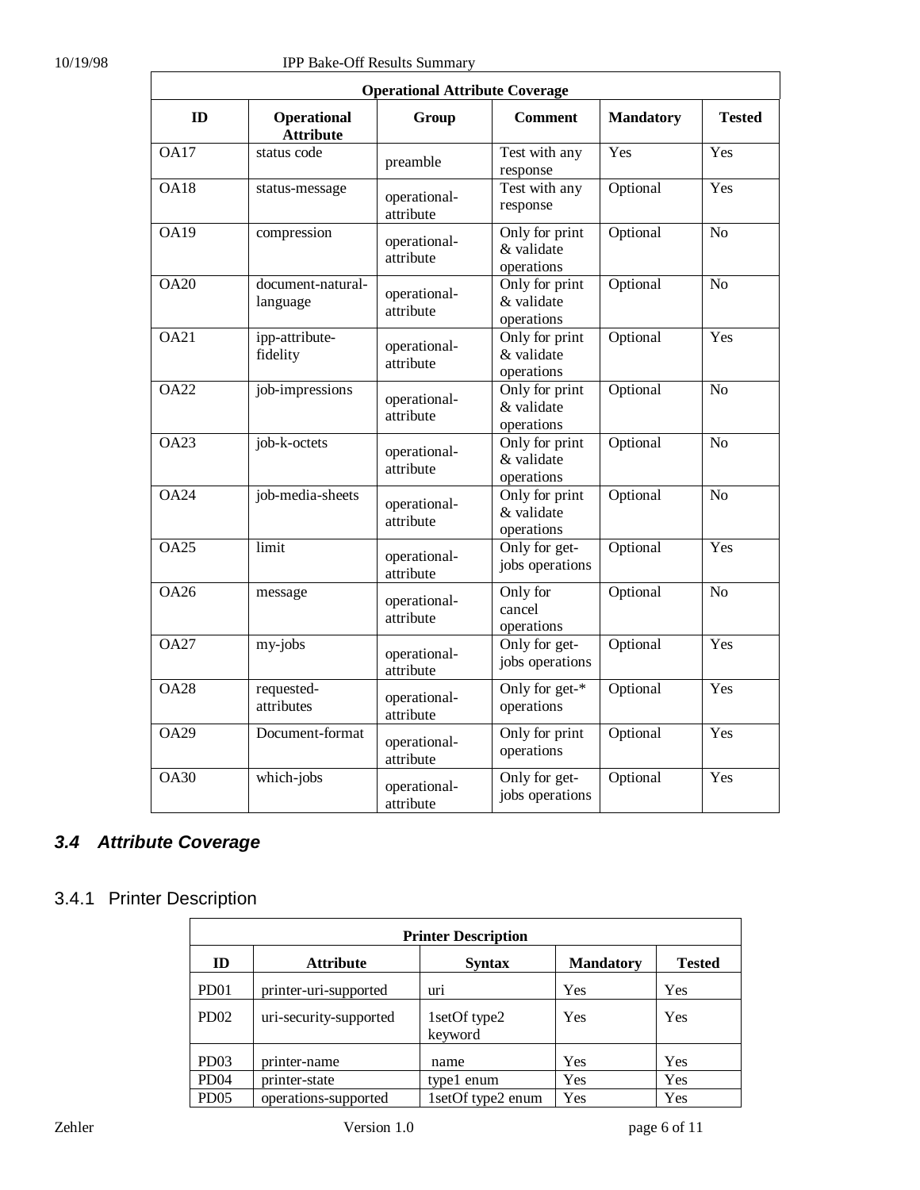| Operational Attribute Coverage | | | | | |
|---|---|---|---|---|---|
| **ID** | **Operational Attribute** | **Group** | **Comment** | **Mandatory** | **Tested** |
| OA17 | status code | preamble | Test with any response | Yes | Yes |
| OA18 | status-message | operational-attribute | Test with any response | Optional | Yes |
| OA19 | compression | operational-attribute | Only for print & validate operations | Optional | No |
| OA20 | document-natural-language | operational-attribute | Only for print & validate operations | Optional | No |
| OA21 | ipp-attribute-fidelity | operational-attribute | Only for print & validate operations | Optional | Yes |
| OA22 | job-impressions | operational-attribute | Only for print & validate operations | Optional | No |
| OA23 | job-k-octets | operational-attribute | Only for print & validate operations | Optional | No |
| OA24 | job-media-sheets | operational-attribute | Only for print & validate operations | Optional | No |
| OA25 | limit | operational-attribute | Only for get-jobs operations | Optional | Yes |
| OA26 | message | operational-attribute | Only for cancel operations | Optional | No |
| OA27 | my-jobs | operational-attribute | Only for get-jobs operations | Optional | Yes |
| OA28 | requested-attributes | operational-attribute | Only for get-* operations | Optional | Yes |
| OA29 | Document-format | operational-attribute | Only for print operations | Optional | Yes |
| OA30 | which-jobs | operational-attribute | Only for get-jobs operations | Optional | Yes |

### *3.4 Attribute Coverage*

#### 3.4.1 Printer Description

| Printer Description | | | | |
|---|---|---|---|---|
| **ID** | **Attribute** | **Syntax** | **Mandatory** | **Tested** |
| PD01 | printer-uri-supported | uri | Yes | Yes |
| PD02 | uri-security-supported | 1setOf type2 keyword | Yes | Yes |
| PD03 | printer-name | name | Yes | Yes |
| PD04 | printer-state | type1 enum | Yes | Yes |
| PD05 | operations-supported | 1setOf type2 enum | Yes | Yes |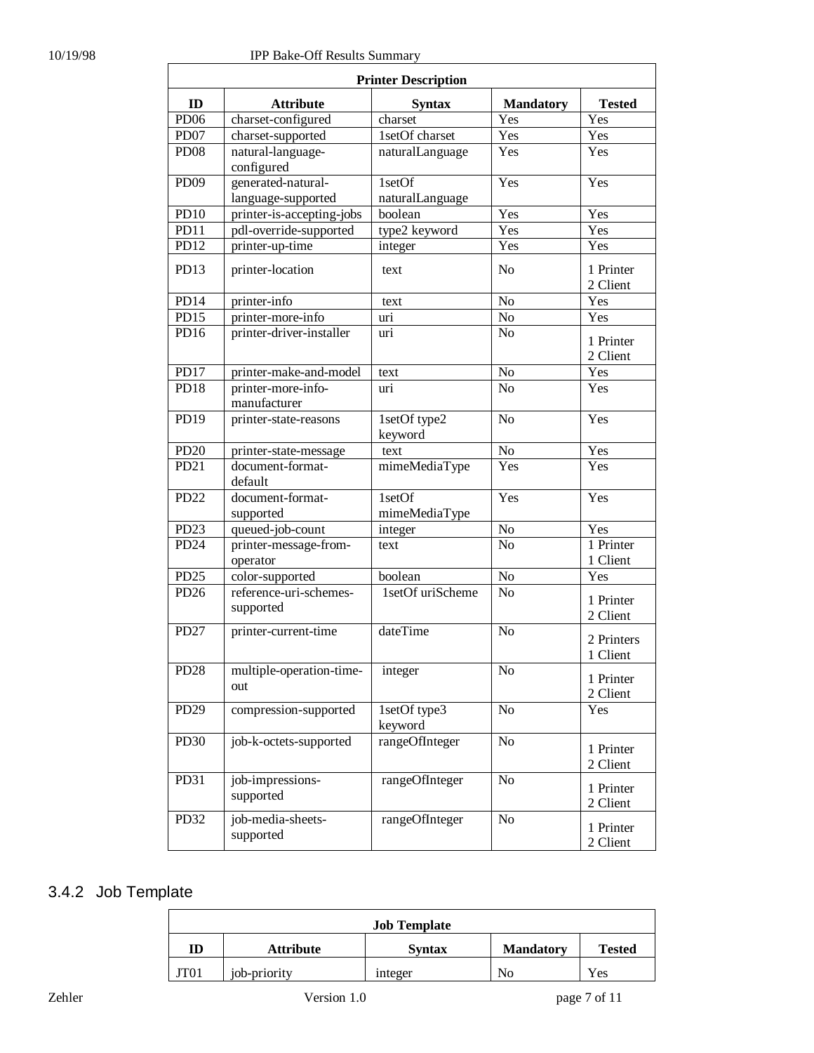| Printer Description | | | | |
|---|---|---|---|---|
| **ID** | **Attribute** | **Syntax** | **Mandatory** | **Tested** |
| PD06 | charset-configured | charset | Yes | Yes |
| PD07 | charset-supported | 1setOf charset | Yes | Yes |
| PD08 | natural-language-configured | naturalLanguage | Yes | Yes |
| PD09 | generated-natural-language-supported | 1setOf naturalLanguage | Yes | Yes |
| PD10 | printer-is-accepting-jobs | boolean | Yes | Yes |
| PD11 | pdl-override-supported | type2 keyword | Yes | Yes |
| PD12 | printer-up-time | integer | Yes | Yes |
| PD13 | printer-location | text | No | 1 Printer 2 Client |
| PD14 | printer-info | text | No | Yes |
| PD15 | printer-more-info | uri | No | Yes |
| PD16 | printer-driver-installer | uri | No | 1 Printer 2 Client |
| PD17 | printer-make-and-model | text | No | Yes |
| PD18 | printer-more-info-manufacturer | uri | No | Yes |
| PD19 | printer-state-reasons | 1setOf type2 keyword | No | Yes |
| PD20 | printer-state-message | text | No | Yes |
| PD21 | document-format-default | mimeMediaType | Yes | Yes |
| PD22 | document-format-supported | 1setOf mimeMediaType | Yes | Yes |
| PD23 | queued-job-count | integer | No | Yes |
| PD24 | printer-message-from-operator | text | No | 1 Printer 1 Client |
| PD25 | color-supported | boolean | No | Yes |
| PD26 | reference-uri-schemes-supported | 1setOf uriScheme | No | 1 Printer 2 Client |
| PD27 | printer-current-time | dateTime | No | 2 Printers 1 Client |
| PD28 | multiple-operation-time-out | integer | No | 1 Printer 2 Client |
| PD29 | compression-supported | 1setOf type3 keyword | No | Yes |
| PD30 | job-k-octets-supported | rangeOfInteger | No | 1 Printer 2 Client |
| PD31 | job-impressions-supported | rangeOfInteger | No | 1 Printer 2 Client |
| PD32 | job-media-sheets-supported | rangeOfInteger | No | 1 Printer 2 Client |

### 3.4.2 Job Template

| Job Template | | | | |
|---|---|---|---|---|
| **ID** | **Attribute** | **Syntax** | **Mandatory** | **Tested** |
| JT01 | job-priority | integer | No | Yes |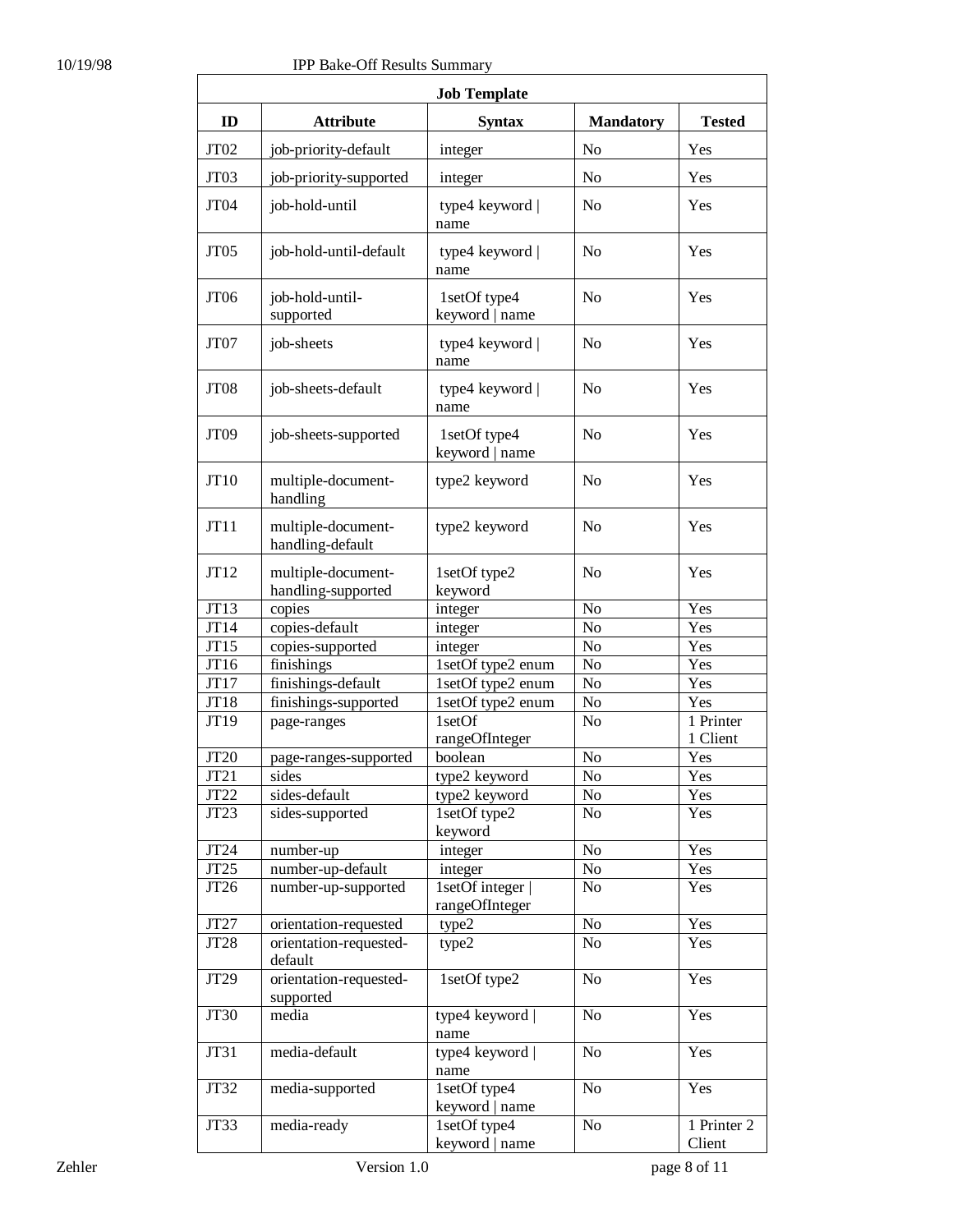| Job Template | | | | |
|---|---|---|---|---|
| **ID** | **Attribute** | **Syntax** | **Mandatory** | **Tested** |
| JT02 | job-priority-default | integer | No | Yes |
| JT03 | job-priority-supported | integer | No | Yes |
| JT04 | job-hold-until | type4 keyword \| name | No | Yes |
| JT05 | job-hold-until-default | type4 keyword \| name | No | Yes |
| JT06 | job-hold-until-supported | 1setOf type4 keyword \| name | No | Yes |
| JT07 | job-sheets | type4 keyword \| name | No | Yes |
| JT08 | job-sheets-default | type4 keyword \| name | No | Yes |
| JT09 | job-sheets-supported | 1setOf type4 keyword \| name | No | Yes |
| JT10 | multiple-document-handling | type2 keyword | No | Yes |
| JT11 | multiple-document-handling-default | type2 keyword | No | Yes |
| JT12 | multiple-document-handling-supported | 1setOf type2 keyword | No | Yes |
| JT13 | copies | integer | No | Yes |
| JT14 | copies-default | integer | No | Yes |
| JT15 | copies-supported | integer | No | Yes |
| JT16 | finishings | 1setOf type2 enum | No | Yes |
| JT17 | finishings-default | 1setOf type2 enum | No | Yes |
| JT18 | finishings-supported | 1setOf type2 enum | No | Yes |
| JT19 | page-ranges | 1setOf rangeOfInteger | No | 1 Printer 1 Client |
| JT20 | page-ranges-supported | boolean | No | Yes |
| JT21 | sides | type2 keyword | No | Yes |
| JT22 | sides-default | type2 keyword | No | Yes |
| JT23 | sides-supported | 1setOf type2 keyword | No | Yes |
| JT24 | number-up | integer | No | Yes |
| JT25 | number-up-default | integer | No | Yes |
| JT26 | number-up-supported | 1setOf integer \| rangeOfInteger | No | Yes |
| JT27 | orientation-requested | type2 | No | Yes |
| JT28 | orientation-requested-default | type2 | No | Yes |
| JT29 | orientation-requested-supported | 1setOf type2 | No | Yes |
| JT30 | media | type4 keyword \| name | No | Yes |
| JT31 | media-default | type4 keyword \| name | No | Yes |
| JT32 | media-supported | 1setOf type4 keyword \| name | No | Yes |
| JT33 | media-ready | 1setOf type4 keyword \| name | No | 1 Printer 2 Client |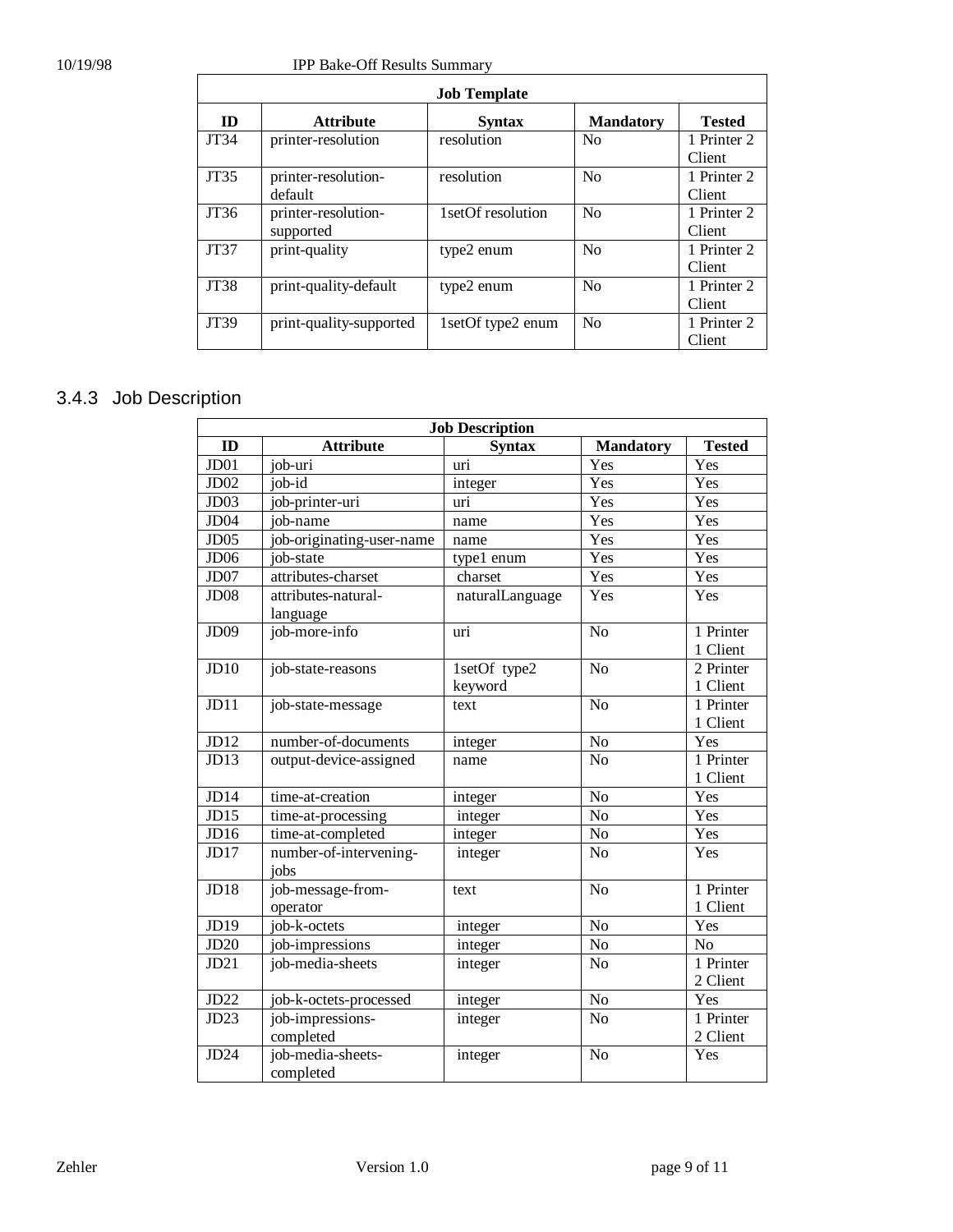| Job Template | | | | |
|---|---|---|---|---|
| **ID** | **Attribute** | **Syntax** | **Mandatory** | **Tested** |
| JT34 | printer-resolution | resolution | No | 1 Printer 2 Client |
| JT35 | printer-resolution-default | resolution | No | 1 Printer 2 Client |
| JT36 | printer-resolution-supported | 1setOf resolution | No | 1 Printer 2 Client |
| JT37 | print-quality | type2 enum | No | 1 Printer 2 Client |
| JT38 | print-quality-default | type2 enum | No | 1 Printer 2 Client |
| JT39 | print-quality-supported | 1setOf type2 enum | No | 1 Printer 2 Client |

### 3.4.3 Job Description

| Job Description | | | | |
|---|---|---|---|---|
| **ID** | **Attribute** | **Syntax** | **Mandatory** | **Tested** |
| JD01 | job-uri | uri | Yes | Yes |
| JD02 | job-id | integer | Yes | Yes |
| JD03 | job-printer-uri | uri | Yes | Yes |
| JD04 | job-name | name | Yes | Yes |
| JD05 | job-originating-user-name | name | Yes | Yes |
| JD06 | job-state | type1 enum | Yes | Yes |
| JD07 | attributes-charset | charset | Yes | Yes |
| JD08 | attributes-natural-language | naturalLanguage | Yes | Yes |
| JD09 | job-more-info | uri | No | 1 Printer 1 Client |
| JD10 | job-state-reasons | 1setOf type2 keyword | No | 2 Printer 1 Client |
| JD11 | job-state-message | text | No | 1 Printer 1 Client |
| JD12 | number-of-documents | integer | No | Yes |
| JD13 | output-device-assigned | name | No | 1 Printer 1 Client |
| JD14 | time-at-creation | integer | No | Yes |
| JD15 | time-at-processing | integer | No | Yes |
| JD16 | time-at-completed | integer | No | Yes |
| JD17 | number-of-intervening-jobs | integer | No | Yes |
| JD18 | job-message-from-operator | text | No | 1 Printer 1 Client |
| JD19 | job-k-octets | integer | No | Yes |
| JD20 | job-impressions | integer | No | No |
| JD21 | job-media-sheets | integer | No | 1 Printer 2 Client |
| JD22 | job-k-octets-processed | integer | No | Yes |
| JD23 | job-impressions-completed | integer | No | 1 Printer 2 Client |
| JD24 | job-media-sheets-completed | integer | No | Yes |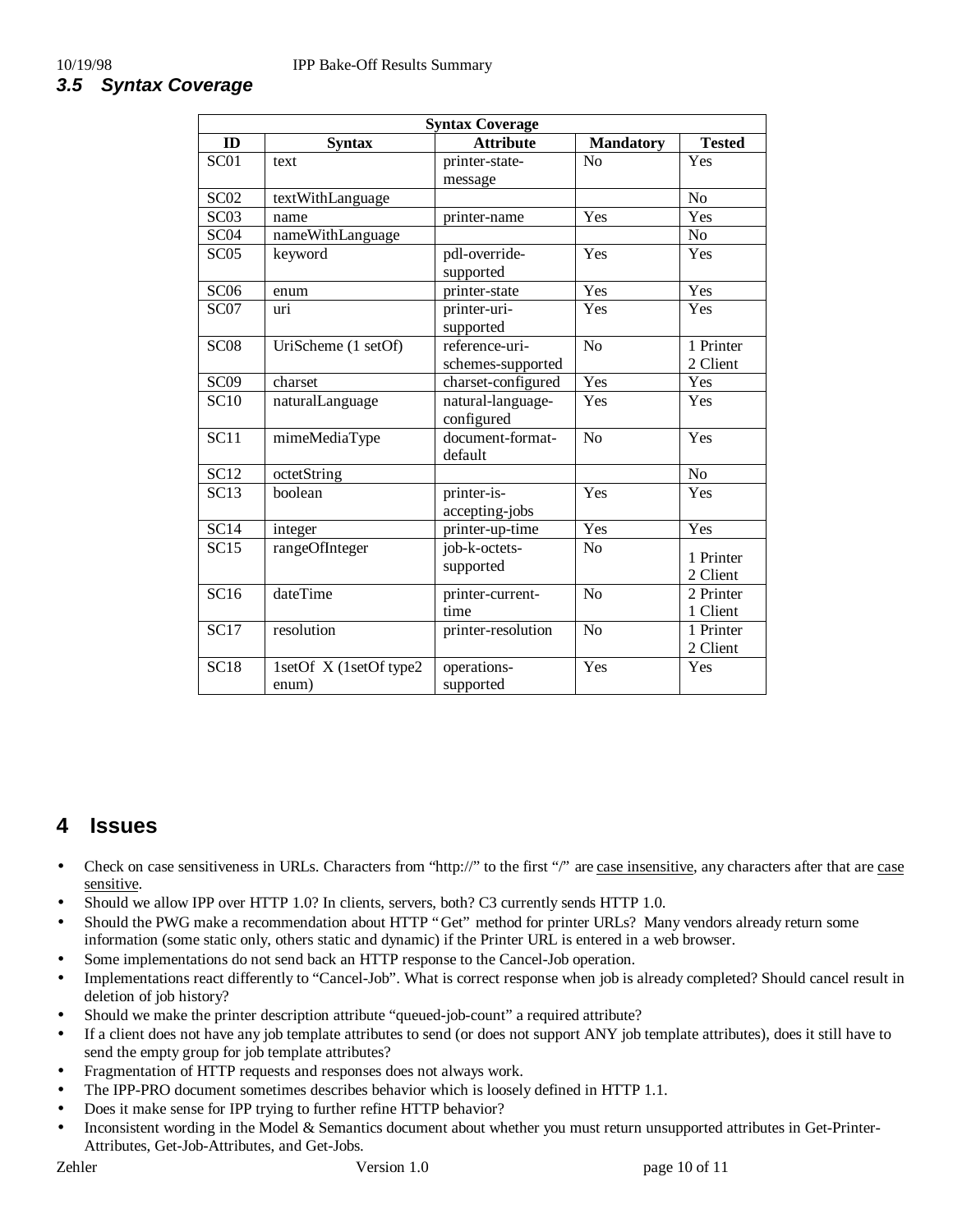### 3.5 Syntax Coverage

| Syntax Coverage | | | | |
|---|---|---|---|---|
| **ID** | **Syntax** | **Attribute** | **Mandatory** | **Tested** |
| SC01 | text | printer-state-message | No | Yes |
| SC02 | textWithLanguage | | | No |
| SC03 | name | printer-name | Yes | Yes |
| SC04 | nameWithLanguage | | | No |
| SC05 | keyword | pdl-override-supported | Yes | Yes |
| SC06 | enum | printer-state | Yes | Yes |
| SC07 | uri | printer-uri-supported | Yes | Yes |
| SC08 | UriScheme (1 setOf) | reference-uri-schemes-supported | No | 1 Printer 2 Client |
| SC09 | charset | charset-configured | Yes | Yes |
| SC10 | naturalLanguage | natural-language-configured | Yes | Yes |
| SC11 | mimeMediaType | document-format-default | No | Yes |
| SC12 | octetString | | | No |
| SC13 | boolean | printer-is-accepting-jobs | Yes | Yes |
| SC14 | integer | printer-up-time | Yes | Yes |
| SC15 | rangeOfInteger | job-k-octets-supported | No | 1 Printer 2 Client |
| SC16 | dateTime | printer-current-time | No | 2 Printer 1 Client |
| SC17 | resolution | printer-resolution | No | 1 Printer 2 Client |
| SC18 | 1setOf X (1setOf type2 enum) | operations-supported | Yes | Yes |

## 4 Issues

- Check on case sensitiveness in URLs. Characters from "http://" to the first "/" are case insensitive, any characters after that are case sensitive.
- Should we allow IPP over HTTP 1.0? In clients, servers, both? C3 currently sends HTTP 1.0.
- Should the PWG make a recommendation about HTTP "Get" method for printer URLs? Many vendors already return some information (some static only, others static and dynamic) if the Printer URL is entered in a web browser.
- Some implementations do not send back an HTTP response to the Cancel-Job operation.
- Implementations react differently to "Cancel-Job". What is correct response when job is already completed? Should cancel result in deletion of job history?
- Should we make the printer description attribute "queued-job-count" a required attribute?
- If a client does not have any job template attributes to send (or does not support ANY job template attributes), does it still have to send the empty group for job template attributes?
- Fragmentation of HTTP requests and responses does not always work.
- The IPP-PRO document sometimes describes behavior which is loosely defined in HTTP 1.1.
- Does it make sense for IPP trying to further refine HTTP behavior?
- Inconsistent wording in the Model & Semantics document about whether you must return unsupported attributes in Get-Printer-Attributes, Get-Job-Attributes, and Get-Jobs.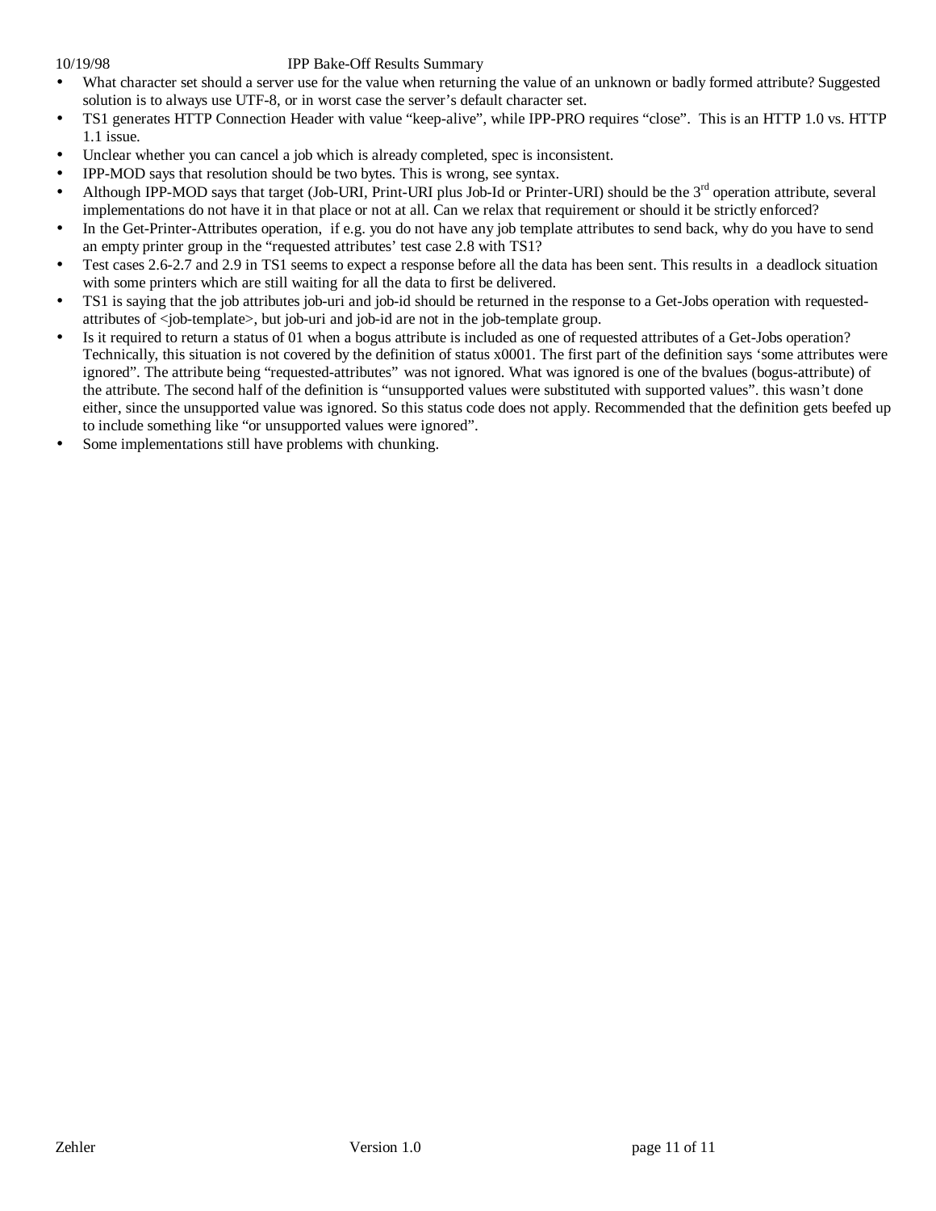- What character set should a server use for the value when returning the value of an unknown or badly formed attribute? Suggested solution is to always use UTF-8, or in worst case the server's default character set.
- TS1 generates HTTP Connection Header with value "keep-alive", while IPP-PRO requires "close". This is an HTTP 1.0 vs. HTTP 1.1 issue.
- Unclear whether you can cancel a job which is already completed, spec is inconsistent.
- IPP-MOD says that resolution should be two bytes. This is wrong, see syntax.
- Although IPP-MOD says that target (Job-URI, Print-URI plus Job-Id or Printer-URI) should be the 3rd operation attribute, several implementations do not have it in that place or not at all. Can we relax that requirement or should it be strictly enforced?
- In the Get-Printer-Attributes operation, if e.g. you do not have any job template attributes to send back, why do you have to send an empty printer group in the "requested attributes' test case 2.8 with TS1?
- Test cases 2.6-2.7 and 2.9 in TS1 seems to expect a response before all the data has been sent. This results in a deadlock situation with some printers which are still waiting for all the data to first be delivered.
- TS1 is saying that the job attributes job-uri and job-id should be returned in the response to a Get-Jobs operation with requested-attributes of <job-template>, but job-uri and job-id are not in the job-template group.
- Is it required to return a status of 01 when a bogus attribute is included as one of requested attributes of a Get-Jobs operation? Technically, this situation is not covered by the definition of status x0001. The first part of the definition says 'some attributes were ignored". The attribute being "requested-attributes" was not ignored. What was ignored is one of the bvalues (bogus-attribute) of the attribute. The second half of the definition is "unsupported values were substituted with supported values". this wasn't done either, since the unsupported value was ignored. So this status code does not apply. Recommended that the definition gets beefed up to include something like "or unsupported values were ignored".
- Some implementations still have problems with chunking.